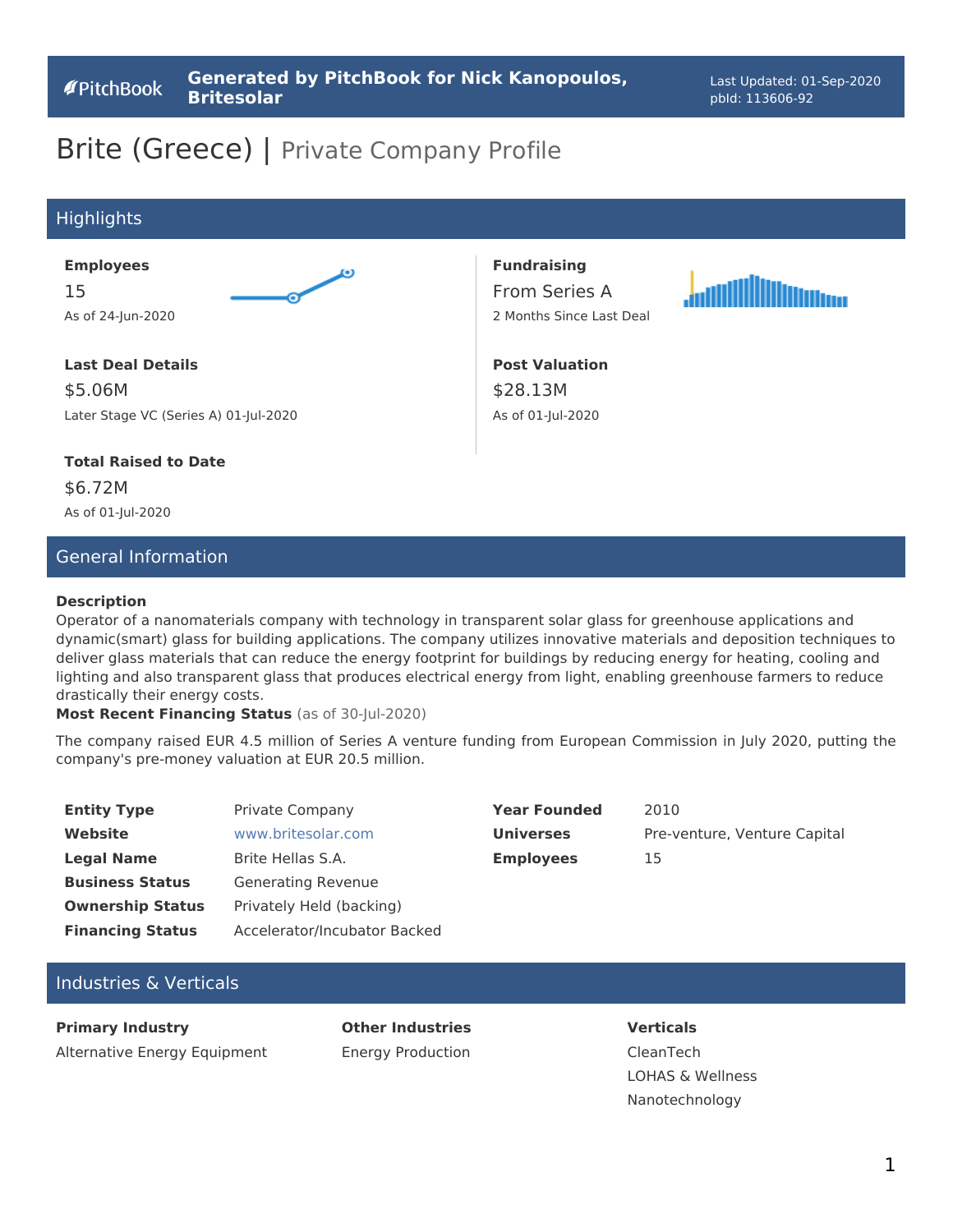PitchBook

**Generated by PitchBook for Nick Kanopoulos, Britesolar**

Last Updated: 01-Sep-2020
pbId: 113606-92

# Brite (Greece) | Private Company Profile

## Highlights

**Employees**
15
As of 24-Jun-2020

**Fundraising**
From Series A
2 Months Since Last Deal

**Last Deal Details**
$5.06M
Later Stage VC (Series A) 01-Jul-2020

**Post Valuation**
$28.13M
As of 01-Jul-2020

**Total Raised to Date**
$6.72M
As of 01-Jul-2020

## General Information

**Description**
Operator of a nanomaterials company with technology in transparent solar glass for greenhouse applications and dynamic(smart) glass for building applications. The company utilizes innovative materials and deposition techniques to deliver glass materials that can reduce the energy footprint for buildings by reducing energy for heating, cooling and lighting and also transparent glass that produces electrical energy from light, enabling greenhouse farmers to reduce drastically their energy costs.

**Most Recent Financing Status** (as of 30-Jul-2020)

The company raised EUR 4.5 million of Series A venture funding from European Commission in July 2020, putting the company's pre-money valuation at EUR 20.5 million.

| | | | |
|---|---|---|---|
| **Entity Type** | Private Company | **Year Founded** | 2010 |
| **Website** | www.britesolar.com | **Universes** | Pre-venture, Venture Capital |
| **Legal Name** | Brite Hellas S.A. | **Employees** | 15 |
| **Business Status** | Generating Revenue | | |
| **Ownership Status** | Privately Held (backing) | | |
| **Financing Status** | Accelerator/Incubator Backed | | |

## Industries & Verticals

| Primary Industry | Other Industries | Verticals |
|---|---|---|
| Alternative Energy Equipment | Energy Production | CleanTech |
| | | LOHAS & Wellness |
| | | Nanotechnology |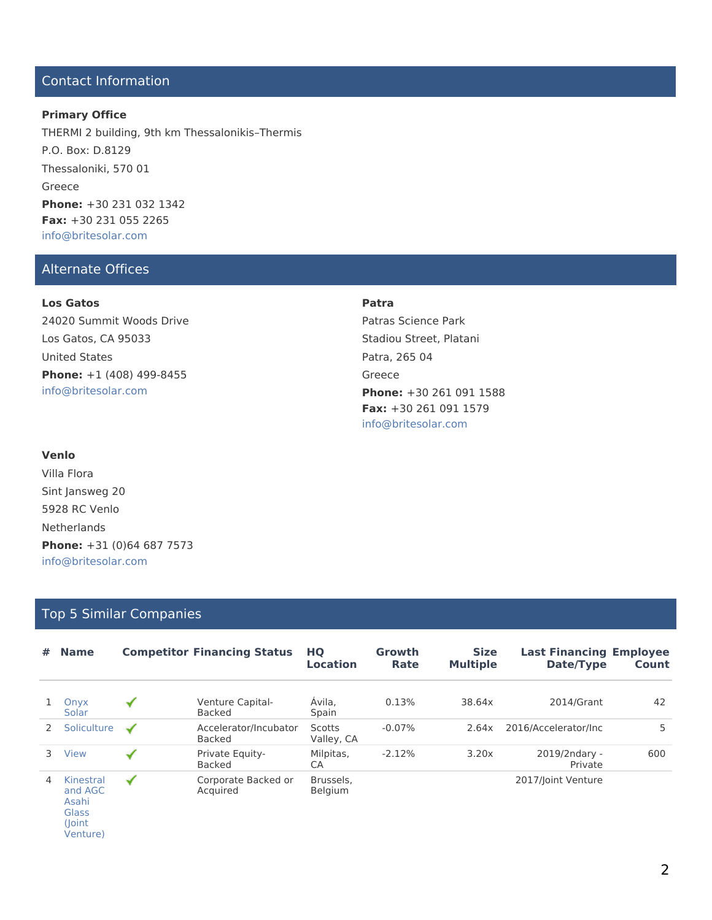## Contact Information

**Primary Office**

THERMI 2 building, 9th km Thessalonikis–Thermis
P.O. Box: D.8129
Thessaloniki, 570 01
Greece
**Phone:** +30 231 032 1342
**Fax:** +30 231 055 2265
info@britesolar.com

## Alternate Offices

**Los Gatos**

24020 Summit Woods Drive
Los Gatos, CA 95033
United States
**Phone:** +1 (408) 499-8455
info@britesolar.com

**Patra**

Patras Science Park
Stadiou Street, Platani
Patra, 265 04
Greece
**Phone:** +30 261 091 1588
**Fax:** +30 261 091 1579
info@britesolar.com

**Venlo**

Villa Flora
Sint Jansweg 20
5928 RC Venlo
Netherlands
**Phone:** +31 (0)64 687 7573
info@britesolar.com

## Top 5 Similar Companies

| # | Name | Competitor | Financing Status | HQ Location | Growth Rate | Size Multiple | Last Financing Date/Type | Employee Count |
|---|---|---|---|---|---|---|---|---|
| 1 | Onyx Solar | ✔ | Venture Capital-Backed | Ávila, Spain | 0.13% | 38.64x | 2014/Grant | 42 |
| 2 | Soliculture | ✔ | Accelerator/Incubator Backed | Scotts Valley, CA | -0.07% | 2.64x | 2016/Accelerator/Inc | 5 |
| 3 | View | ✔ | Private Equity-Backed | Milpitas, CA | -2.12% | 3.20x | 2019/2ndary - Private | 600 |
| 4 | Kinestral and AGC Asahi Glass (Joint Venture) | ✔ | Corporate Backed or Acquired | Brussels, Belgium | | | 2017/Joint Venture | |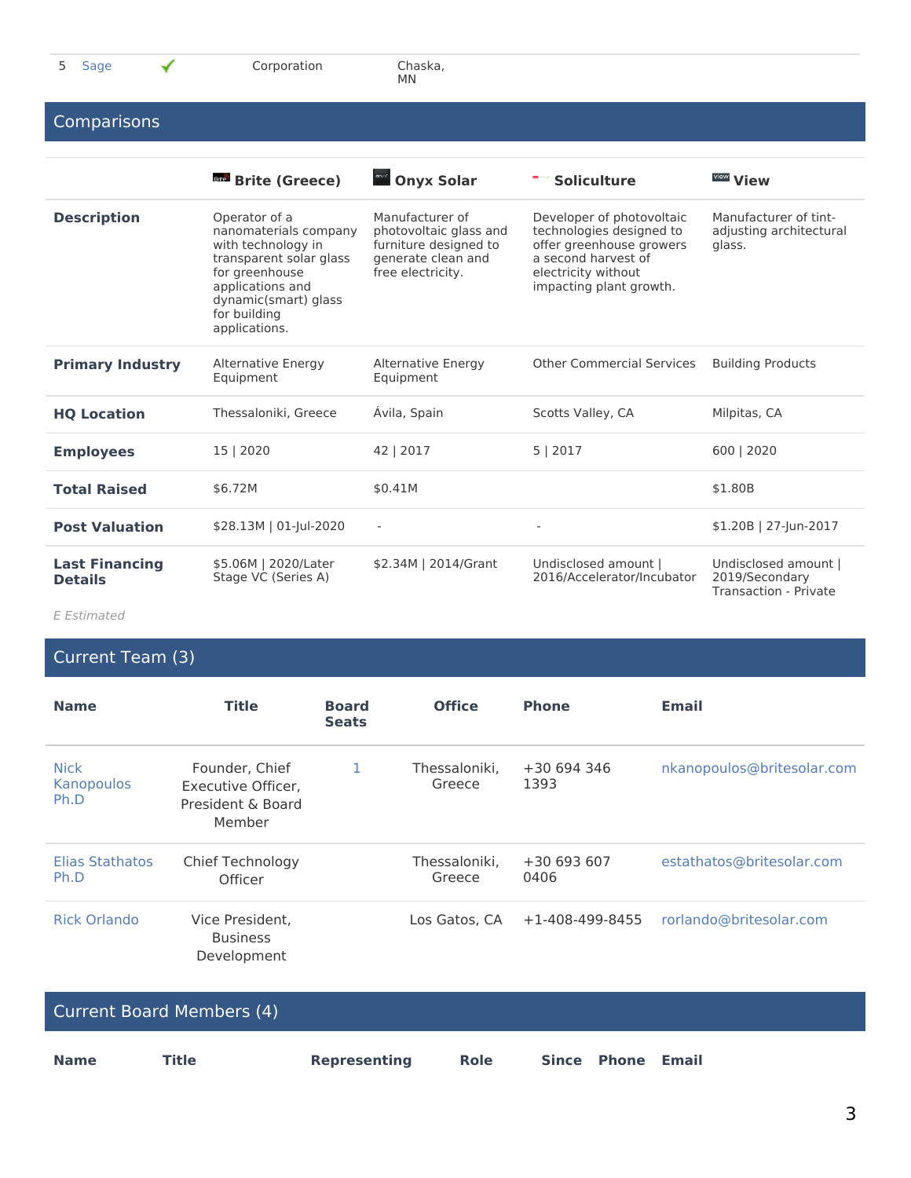| 5 | Sage | ✔ | Corporation | Chaska, MN |
|---|---|---|---|---|

## Comparisons

| | Brite (Greece) | Onyx Solar | Soliculture | View |
|---|---|---|---|---|
| **Description** | Operator of a nanomaterials company with technology in transparent solar glass for greenhouse applications and dynamic(smart) glass for building applications. | Manufacturer of photovoltaic glass and furniture designed to generate clean and free electricity. | Developer of photovoltaic technologies designed to offer greenhouse growers a second harvest of electricity without impacting plant growth. | Manufacturer of tint-adjusting architectural glass. |
| **Primary Industry** | Alternative Energy Equipment | Alternative Energy Equipment | Other Commercial Services | Building Products |
| **HQ Location** | Thessaloniki, Greece | Ávila, Spain | Scotts Valley, CA | Milpitas, CA |
| **Employees** | 15 \| 2020 | 42 \| 2017 | 5 \| 2017 | 600 \| 2020 |
| **Total Raised** | $6.72M | $0.41M | | $1.80B |
| **Post Valuation** | $28.13M \| 01-Jul-2020 | - | - | $1.20B \| 27-Jun-2017 |
| **Last Financing Details** | $5.06M \| 2020/Later Stage VC (Series A) | $2.34M \| 2014/Grant | Undisclosed amount \| 2016/Accelerator/Incubator | Undisclosed amount \| 2019/Secondary Transaction - Private |

*E Estimated*

## Current Team (3)

| Name | Title | Board Seats | Office | Phone | Email |
|---|---|---|---|---|---|
| Nick Kanopoulos Ph.D | Founder, Chief Executive Officer, President & Board Member | 1 | Thessaloniki, Greece | +30 694 346 1393 | nkanopoulos@britesolar.com |
| Elias Stathatos Ph.D | Chief Technology Officer | | Thessaloniki, Greece | +30 693 607 0406 | estathatos@britesolar.com |
| Rick Orlando | Vice President, Business Development | | Los Gatos, CA | +1-408-499-8455 | rorlando@britesolar.com |

## Current Board Members (4)

| Name | Title | Representing | Role | Since | Phone | Email |
|---|---|---|---|---|---|---|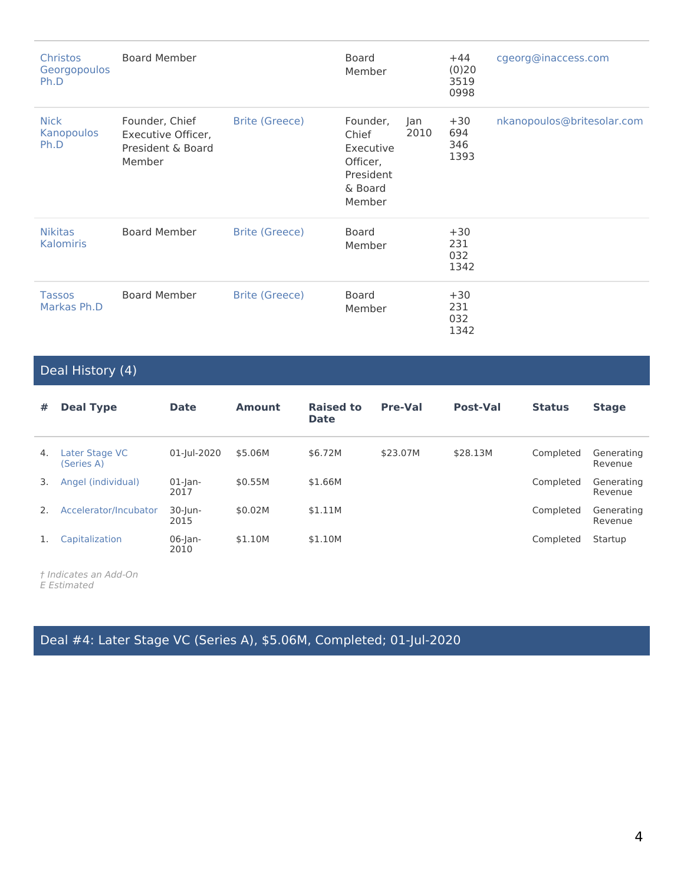| | | | | | | |
|---|---|---|---|---|---|---|
| Christos Georgopoulos Ph.D | Board Member | | Board Member | | +44 (0)20 3519 0998 | cgeorg@inaccess.com |
| Nick Kanopoulos Ph.D | Founder, Chief Executive Officer, President & Board Member | Brite (Greece) | Founder, Chief Executive Officer, President & Board Member | Jan 2010 | +30 694 346 1393 | nkanopoulos@britesolar.com |
| Nikitas Kalomiris | Board Member | Brite (Greece) | Board Member | | +30 231 032 1342 | |
| Tassos Markas Ph.D | Board Member | Brite (Greece) | Board Member | | +30 231 032 1342 | |

## Deal History (4)

| # | Deal Type | Date | Amount | Raised to Date | Pre-Val | Post-Val | Status | Stage |
|---|---|---|---|---|---|---|---|---|
| 4. | Later Stage VC (Series A) | 01-Jul-2020 | $5.06M | $6.72M | $23.07M | $28.13M | Completed | Generating Revenue |
| 3. | Angel (individual) | 01-Jan-2017 | $0.55M | $1.66M | | | Completed | Generating Revenue |
| 2. | Accelerator/Incubator | 30-Jun-2015 | $0.02M | $1.11M | | | Completed | Generating Revenue |
| 1. | Capitalization | 06-Jan-2010 | $1.10M | $1.10M | | | Completed | Startup |

*† Indicates an Add-On*
*E Estimated*

## Deal #4: Later Stage VC (Series A), $5.06M, Completed; 01-Jul-2020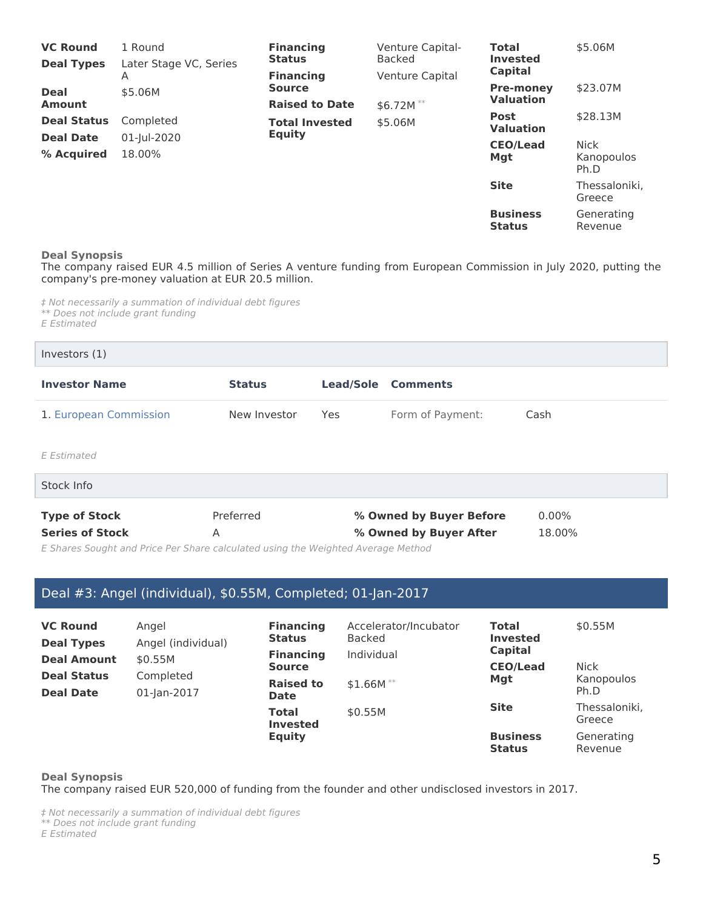| | | | | | |
|---|---|---|---|---|---|
| **VC Round** | 1 Round | **Financing Status** | Venture Capital-Backed | **Total Invested Capital** | $5.06M |
| **Deal Types** | Later Stage VC, Series A | **Financing Source** | Venture Capital | **Pre-money Valuation** | $23.07M |
| **Deal Amount** | $5.06M | **Raised to Date** | $6.72M ** | **Post Valuation** | $28.13M |
| **Deal Status** | Completed | **Total Invested Equity** | $5.06M | **CEO/Lead Mgt** | Nick Kanopoulos Ph.D |
| **Deal Date** | 01-Jul-2020 | | | **Site** | Thessaloniki, Greece |
| **% Acquired** | 18.00% | | | **Business Status** | Generating Revenue |

**Deal Synopsis**

The company raised EUR 4.5 million of Series A venture funding from European Commission in July 2020, putting the company's pre-money valuation at EUR 20.5 million.

*‡ Not necessarily a summation of individual debt figures*
*** Does not include grant funding*
*E Estimated*

### Investors (1)

| Investor Name | Status | Lead/Sole | Comments | |
|---|---|---|---|---|
| 1. European Commission | New Investor | Yes | Form of Payment: | Cash |

*E Estimated*

### Stock Info

| | | | |
|---|---|---|---|
| **Type of Stock** | Preferred | **% Owned by Buyer Before** | 0.00% |
| **Series of Stock** | A | **% Owned by Buyer After** | 18.00% |

*E Shares Sought and Price Per Share calculated using the Weighted Average Method*

## Deal #3: Angel (individual), $0.55M, Completed; 01-Jan-2017

| | | | | | |
|---|---|---|---|---|---|
| **VC Round** | Angel | **Financing Status** | Accelerator/Incubator Backed | **Total Invested Capital** | $0.55M |
| **Deal Types** | Angel (individual) | **Financing Source** | Individual | **CEO/Lead Mgt** | Nick Kanopoulos Ph.D |
| **Deal Amount** | $0.55M | **Raised to Date** | $1.66M ** | **Site** | Thessaloniki, Greece |
| **Deal Status** | Completed | **Total Invested Equity** | $0.55M | **Business Status** | Generating Revenue |
| **Deal Date** | 01-Jan-2017 | | | | |

**Deal Synopsis**

The company raised EUR 520,000 of funding from the founder and other undisclosed investors in 2017.

*‡ Not necessarily a summation of individual debt figures*
*** Does not include grant funding*
*E Estimated*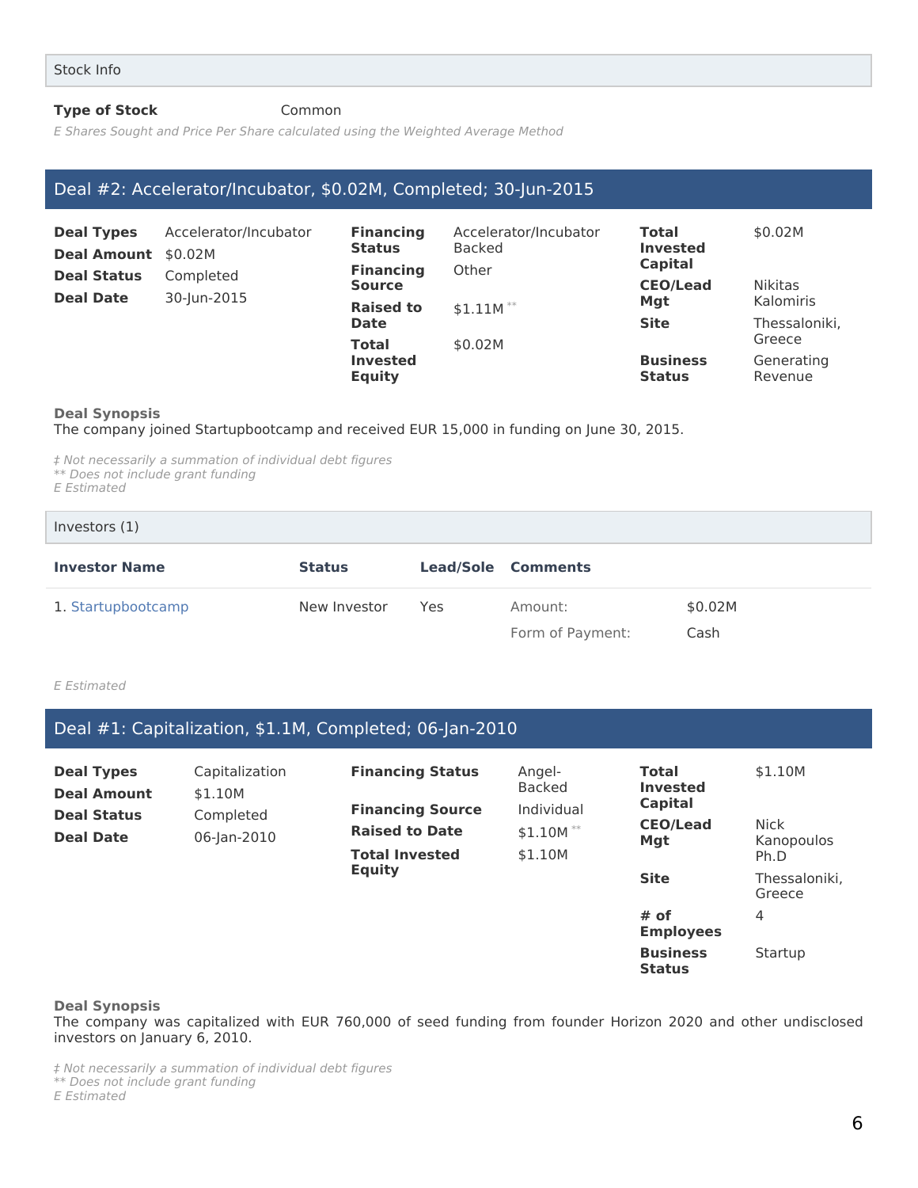## Stock Info

**Type of Stock** Common

*E Shares Sought and Price Per Share calculated using the Weighted Average Method*

## Deal #2: Accelerator/Incubator, $0.02M, Completed; 30-Jun-2015

| | | | | | |
|---|---|---|---|---|---|
| **Deal Types** | Accelerator/Incubator | **Financing Status** | Accelerator/Incubator Backed | **Total Invested Capital** | $0.02M |
| **Deal Amount** | $0.02M | **Financing Source** | Other | **CEO/Lead Mgt** | Nikitas Kalomiris |
| **Deal Status** | Completed | **Raised to Date** | $1.11M ** | **Site** | Thessaloniki, Greece |
| **Deal Date** | 30-Jun-2015 | **Total Invested Equity** | $0.02M | **Business Status** | Generating Revenue |

**Deal Synopsis**
The company joined Startupbootcamp and received EUR 15,000 in funding on June 30, 2015.

*‡ Not necessarily a summation of individual debt figures*
*** Does not include grant funding*
*E Estimated*

### Investors (1)

| Investor Name | Status | Lead/Sole | Comments | |
|---|---|---|---|---|
| 1. Startupbootcamp | New Investor | Yes | Amount: | $0.02M |
| | | | Form of Payment: | Cash |

*E Estimated*

## Deal #1: Capitalization, $1.1M, Completed; 06-Jan-2010

| | | | | | |
|---|---|---|---|---|---|
| **Deal Types** | Capitalization | **Financing Status** | Angel-Backed | **Total Invested Capital** | $1.10M |
| **Deal Amount** | $1.10M | **Financing Source** | Individual | **CEO/Lead Mgt** | Nick Kanopoulos Ph.D |
| **Deal Status** | Completed | **Raised to Date** | $1.10M ** | **Site** | Thessaloniki, Greece |
| **Deal Date** | 06-Jan-2010 | **Total Invested Equity** | $1.10M | **# of Employees** | 4 |
| | | | | **Business Status** | Startup |

**Deal Synopsis**
The company was capitalized with EUR 760,000 of seed funding from founder Horizon 2020 and other undisclosed investors on January 6, 2010.

*‡ Not necessarily a summation of individual debt figures*
*** Does not include grant funding*
*E Estimated*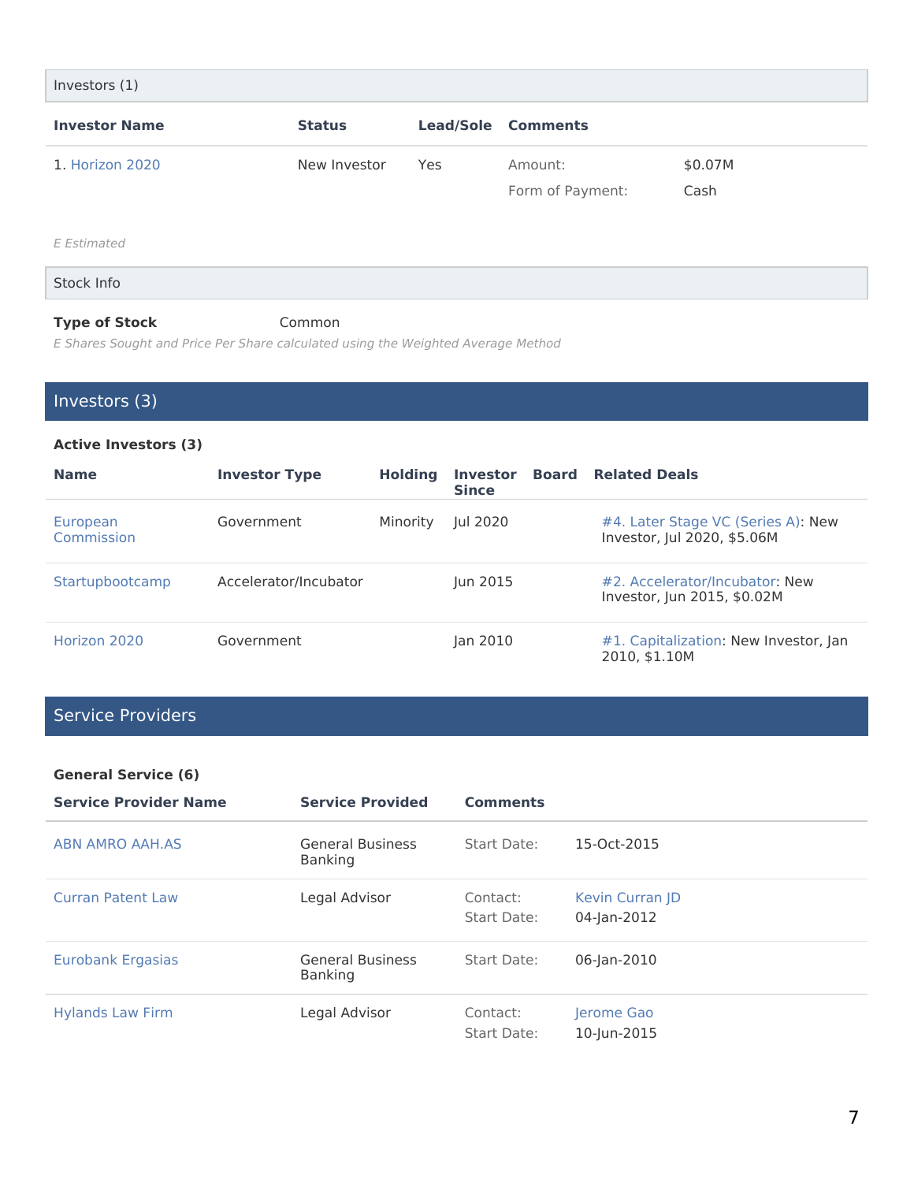## Investors (1)

| Investor Name | Status | Lead/Sole | Comments | |
|---|---|---|---|---|
| 1. Horizon 2020 | New Investor | Yes | Amount: | $0.07M |
| | | | Form of Payment: | Cash |

*E Estimated*

## Stock Info

**Type of Stock** Common

*E Shares Sought and Price Per Share calculated using the Weighted Average Method*

## Investors (3)

**Active Investors (3)**

| Name | Investor Type | Holding | Investor Since | Board | Related Deals |
|---|---|---|---|---|---|
| European Commission | Government | Minority | Jul 2020 | | #4. Later Stage VC (Series A): New Investor, Jul 2020, $5.06M |
| Startupbootcamp | Accelerator/Incubator | | Jun 2015 | | #2. Accelerator/Incubator: New Investor, Jun 2015, $0.02M |
| Horizon 2020 | Government | | Jan 2010 | | #1. Capitalization: New Investor, Jan 2010, $1.10M |

## Service Providers

**General Service (6)**

| Service Provider Name | Service Provided | Comments | |
|---|---|---|---|
| ABN AMRO AAH.AS | General Business Banking | Start Date: | 15-Oct-2015 |
| Curran Patent Law | Legal Advisor | Contact: | Kevin Curran JD |
| | | Start Date: | 04-Jan-2012 |
| Eurobank Ergasias | General Business Banking | Start Date: | 06-Jan-2010 |
| Hylands Law Firm | Legal Advisor | Contact: | Jerome Gao |
| | | Start Date: | 10-Jun-2015 |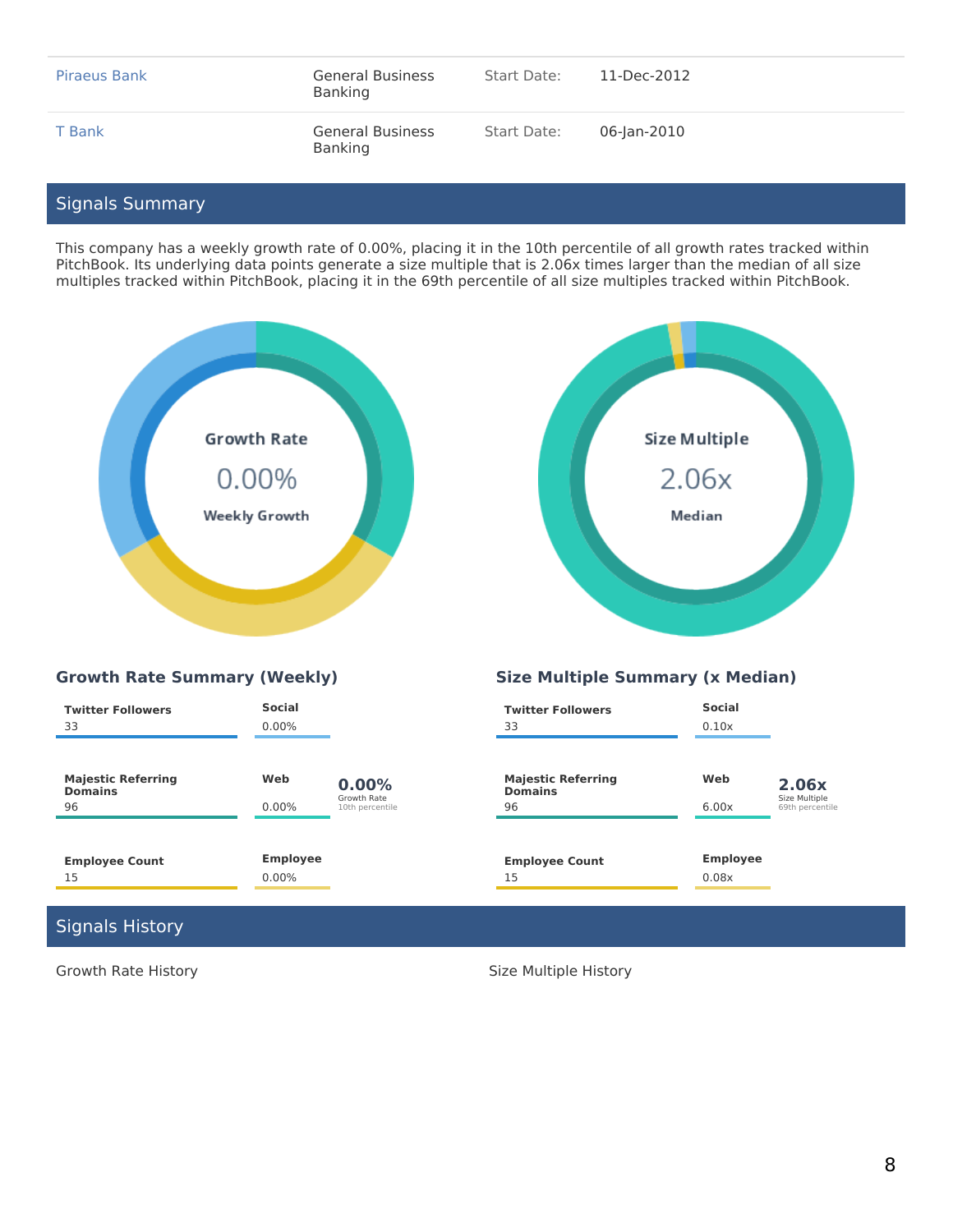| | | | |
|---|---|---|---|
| Piraeus Bank | General Business Banking | Start Date: | 11-Dec-2012 |
| T Bank | General Business Banking | Start Date: | 06-Jan-2010 |

## Signals Summary

This company has a weekly growth rate of 0.00%, placing it in the 10th percentile of all growth rates tracked within PitchBook. Its underlying data points generate a size multiple that is 2.06x times larger than the median of all size multiples tracked within PitchBook, placing it in the 69th percentile of all size multiples tracked within PitchBook.

**Growth Rate**
0.00%
**Weekly Growth**

**Size Multiple**
2.06x
**Median**

### Growth Rate Summary (Weekly)

| | | |
|---|---|---|
| **Twitter Followers** 33 | **Social** 0.00% | |
| **Majestic Referring Domains** 96 | **Web** 0.00% | **0.00%** Growth Rate 10th percentile |
| **Employee Count** 15 | **Employee** 0.00% | |

### Size Multiple Summary (x Median)

| | | |
|---|---|---|
| **Twitter Followers** 33 | **Social** 0.10x | |
| **Majestic Referring Domains** 96 | **Web** 6.00x | **2.06x** Size Multiple 69th percentile |
| **Employee Count** 15 | **Employee** 0.08x | |

## Signals History

Growth Rate History

Size Multiple History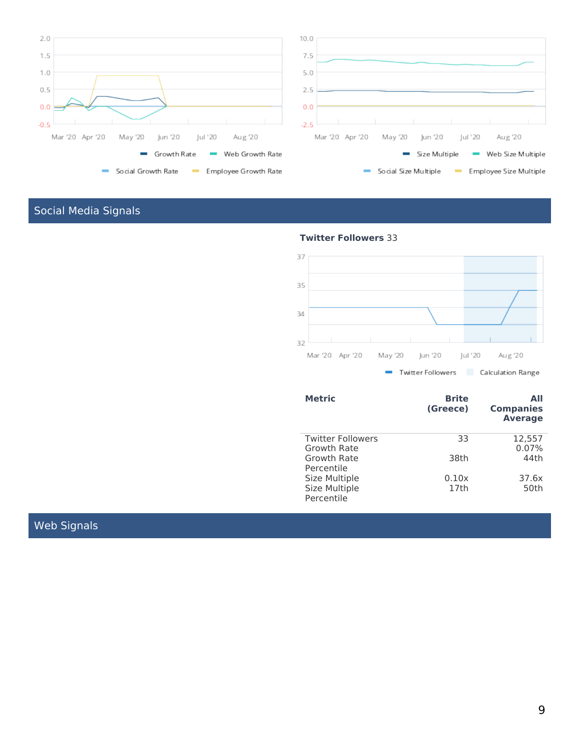## Social Media Signals

**Twitter Followers** 33

| Metric | Brite (Greece) | All Companies Average |
|---|---|---|
| Twitter Followers | 33 | 12,557 |
| Growth Rate | | 0.07% |
| Growth Rate Percentile | 38th | 44th |
| Size Multiple | 0.10x | 37.6x |
| Size Multiple Percentile | 17th | 50th |

## Web Signals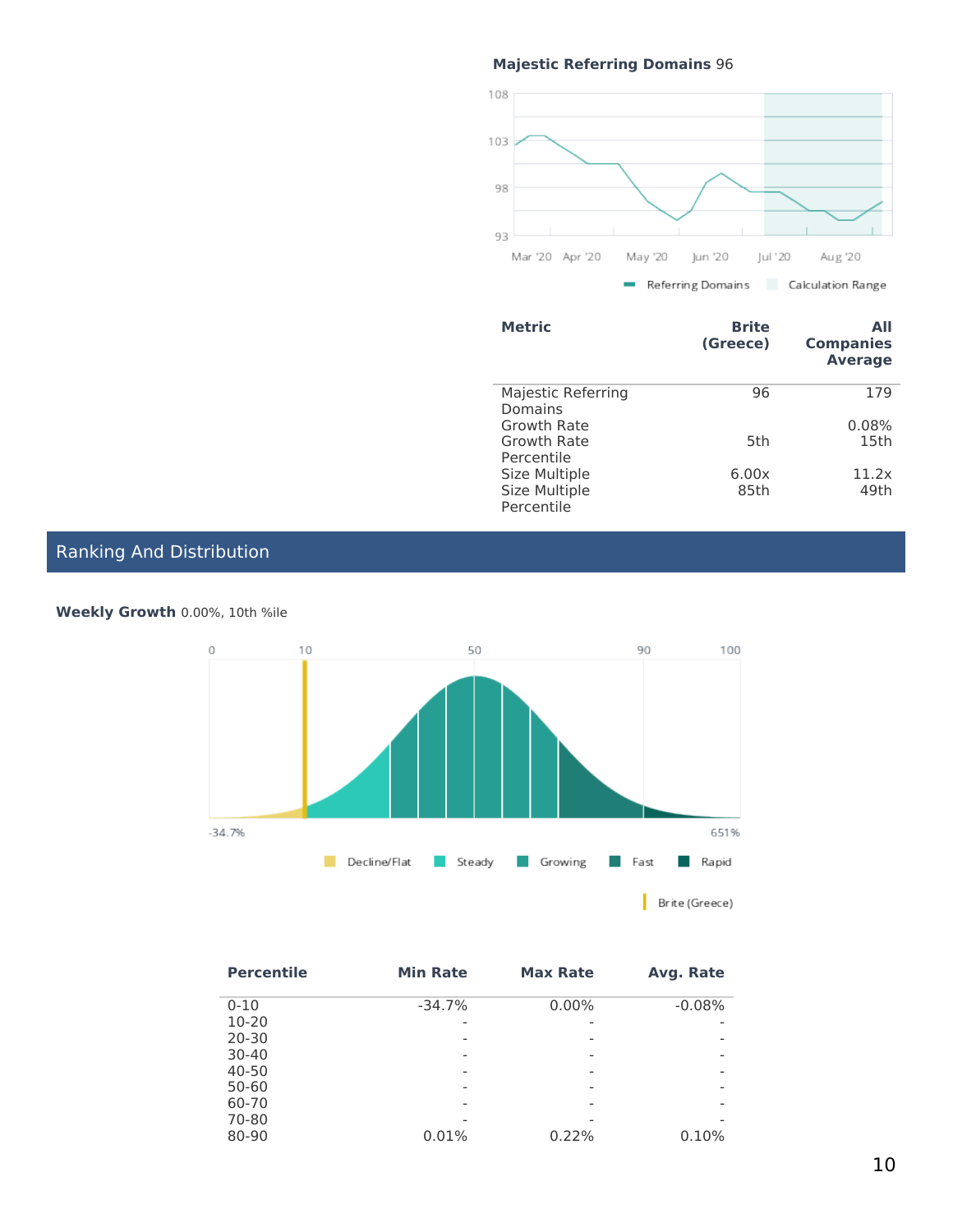**Majestic Referring Domains** 96

| Metric | Brite (Greece) | All Companies Average |
|---|---|---|
| Majestic Referring Domains | 96 | 179 |
| Growth Rate | | 0.08% |
| Growth Rate Percentile | 5th | 15th |
| Size Multiple | 6.00x | 11.2x |
| Size Multiple Percentile | 85th | 49th |

## Ranking And Distribution

**Weekly Growth** 0.00%, 10th %ile

| Percentile | Min Rate | Max Rate | Avg. Rate |
|---|---|---|---|
| 0-10 | -34.7% | 0.00% | -0.08% |
| 10-20 | - | - | - |
| 20-30 | - | - | - |
| 30-40 | - | - | - |
| 40-50 | - | - | - |
| 50-60 | - | - | - |
| 60-70 | - | - | - |
| 70-80 | - | - | - |
| 80-90 | 0.01% | 0.22% | 0.10% |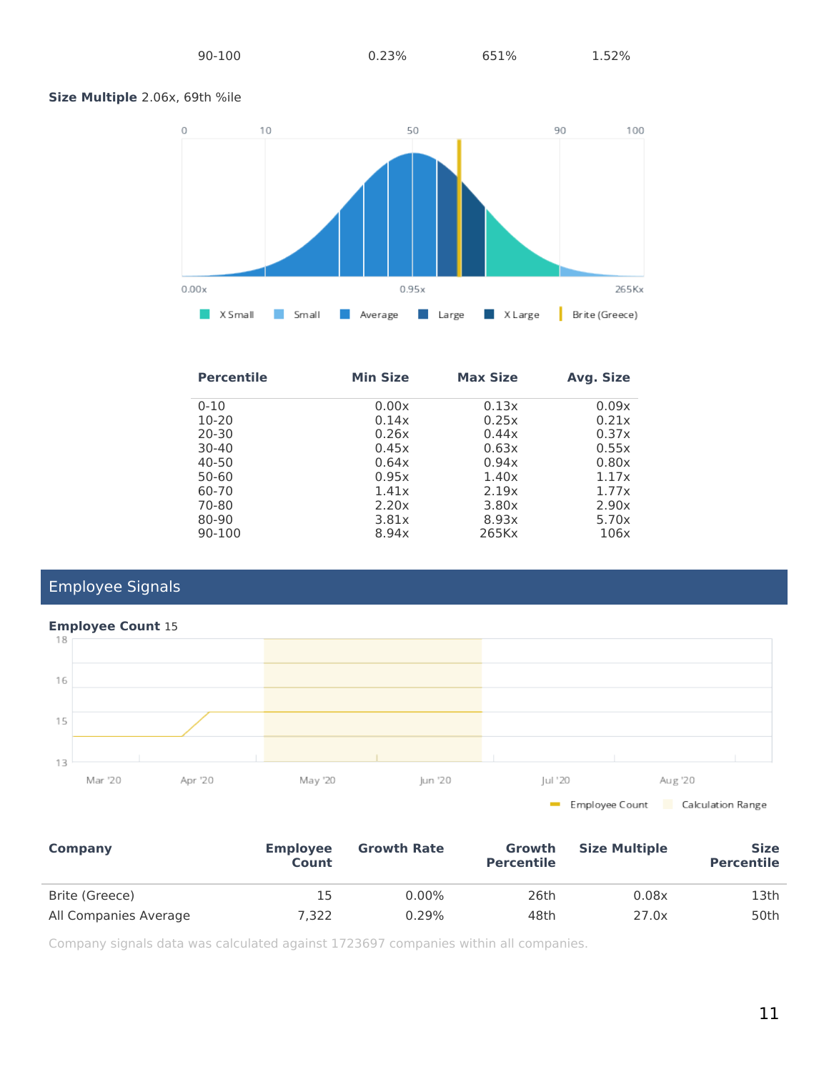| 90-100 | 0.23% | 651% | 1.52% |
|---|---|---|---|

**Size Multiple** 2.06x, 69th %ile

| Percentile | Min Size | Max Size | Avg. Size |
|---|---|---|---|
| 0-10 | 0.00x | 0.13x | 0.09x |
| 10-20 | 0.14x | 0.25x | 0.21x |
| 20-30 | 0.26x | 0.44x | 0.37x |
| 30-40 | 0.45x | 0.63x | 0.55x |
| 40-50 | 0.64x | 0.94x | 0.80x |
| 50-60 | 0.95x | 1.40x | 1.17x |
| 60-70 | 1.41x | 2.19x | 1.77x |
| 70-80 | 2.20x | 3.80x | 2.90x |
| 80-90 | 3.81x | 8.93x | 5.70x |
| 90-100 | 8.94x | 265Kx | 106x |

## Employee Signals

**Employee Count** 15

| Company | Employee Count | Growth Rate | Growth Percentile | Size Multiple | Size Percentile |
|---|---|---|---|---|---|
| Brite (Greece) | 15 | 0.00% | 26th | 0.08x | 13th |
| All Companies Average | 7,322 | 0.29% | 48th | 27.0x | 50th |

Company signals data was calculated against 1723697 companies within all companies.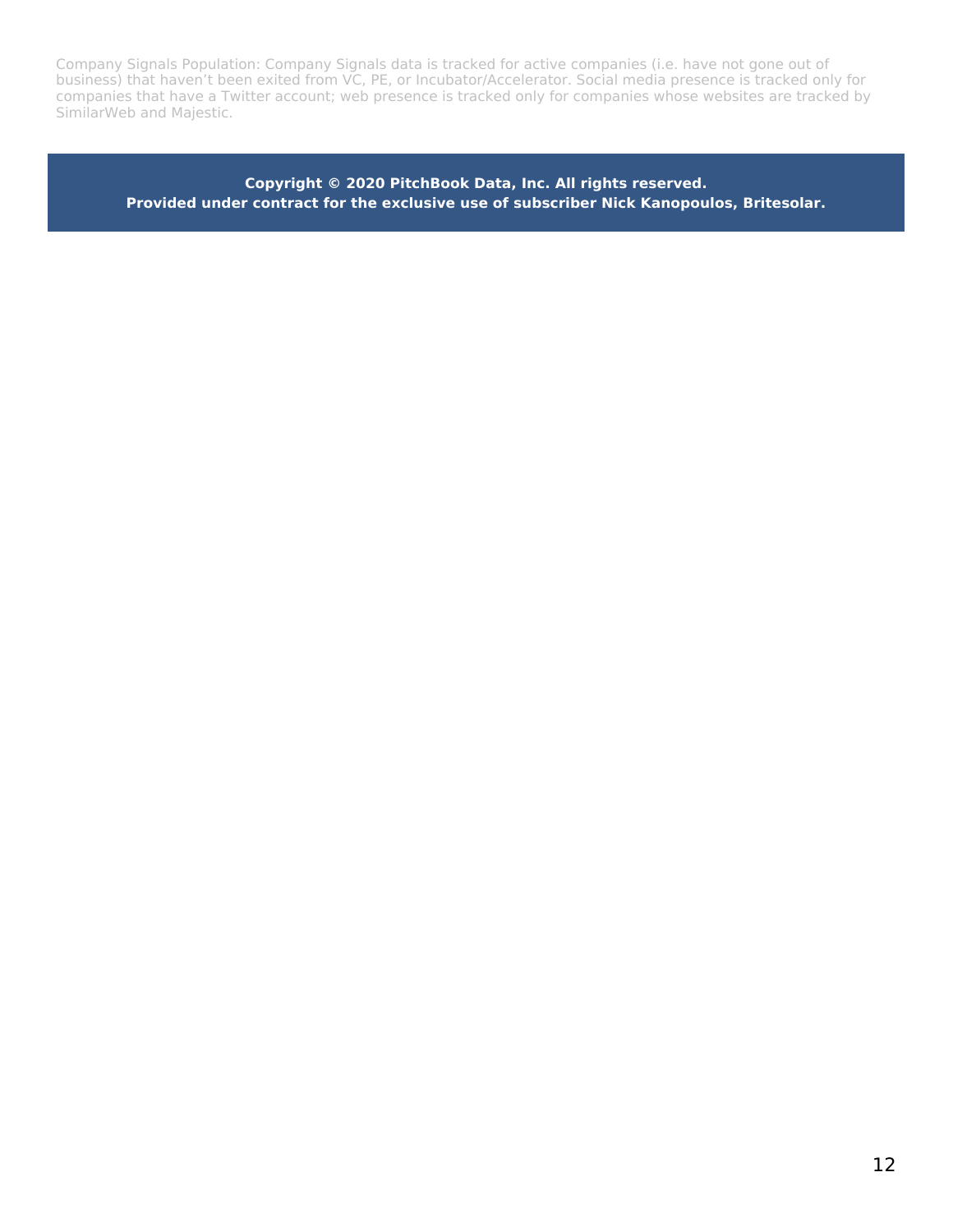Company Signals Population: Company Signals data is tracked for active companies (i.e. have not gone out of business) that haven't been exited from VC, PE, or Incubator/Accelerator. Social media presence is tracked only for companies that have a Twitter account; web presence is tracked only for companies whose websites are tracked by SimilarWeb and Majestic.

**Copyright © 2020 PitchBook Data, Inc. All rights reserved.**
**Provided under contract for the exclusive use of subscriber Nick Kanopoulos, Britesolar.**